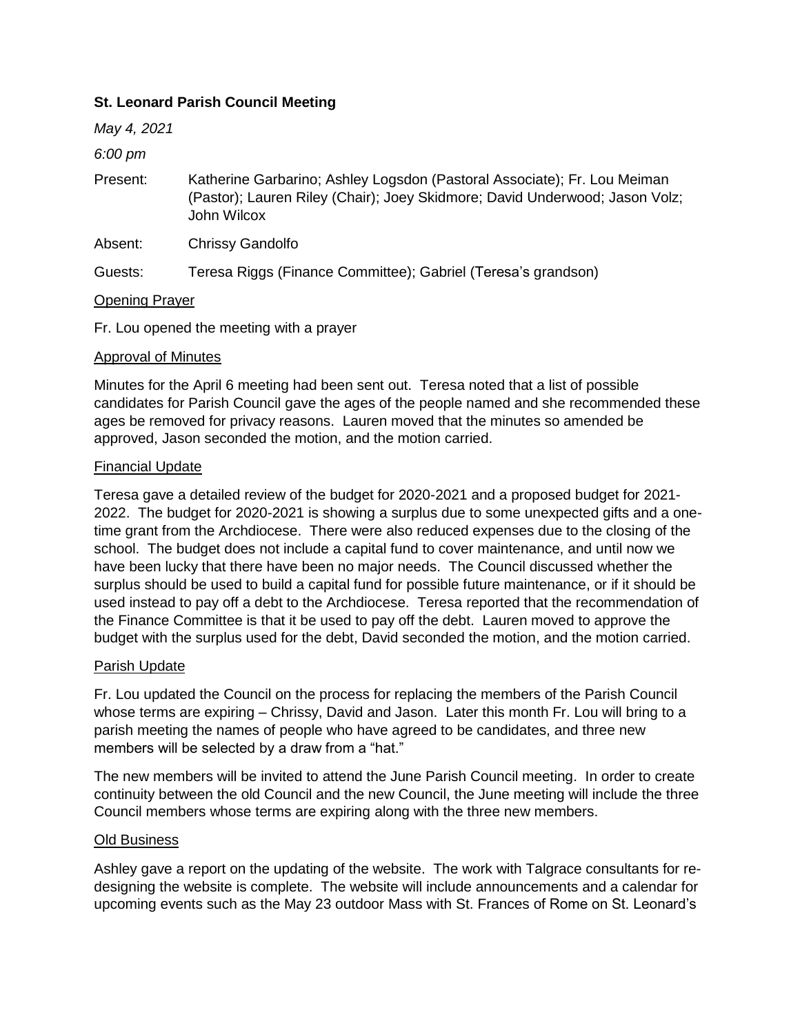**St. Leonard Parish Council Meeting**

*May 4, 2021*

*6:00 pm*

Present: Katherine Garbarino; Ashley Logsdon (Pastoral Associate); Fr. Lou Meiman (Pastor); Lauren Riley (Chair); Joey Skidmore; David Underwood; Jason Volz; John Wilcox

Absent: Chrissy Gandolfo

Guests: Teresa Riggs (Finance Committee); Gabriel (Teresa's grandson)

<u>Opening Prayer</u>

Fr. Lou opened the meeting with a prayer

<u>Approval of Minutes</u>

Minutes for the April 6 meeting had been sent out. Teresa noted that a list of possible candidates for Parish Council gave the ages of the people named and she recommended these ages be removed for privacy reasons. Lauren moved that the minutes so amended be approved, Jason seconded the motion, and the motion carried.

<u>Financial Update</u>

Teresa gave a detailed review of the budget for 2020-2021 and a proposed budget for 2021-2022. The budget for 2020-2021 is showing a surplus due to some unexpected gifts and a one-time grant from the Archdiocese. There were also reduced expenses due to the closing of the school. The budget does not include a capital fund to cover maintenance, and until now we have been lucky that there have been no major needs. The Council discussed whether the surplus should be used to build a capital fund for possible future maintenance, or if it should be used instead to pay off a debt to the Archdiocese. Teresa reported that the recommendation of the Finance Committee is that it be used to pay off the debt. Lauren moved to approve the budget with the surplus used for the debt, David seconded the motion, and the motion carried.

<u>Parish Update</u>

Fr. Lou updated the Council on the process for replacing the members of the Parish Council whose terms are expiring – Chrissy, David and Jason. Later this month Fr. Lou will bring to a parish meeting the names of people who have agreed to be candidates, and three new members will be selected by a draw from a "hat."

The new members will be invited to attend the June Parish Council meeting. In order to create continuity between the old Council and the new Council, the June meeting will include the three Council members whose terms are expiring along with the three new members.

<u>Old Business</u>

Ashley gave a report on the updating of the website. The work with Talgrace consultants for re-designing the website is complete. The website will include announcements and a calendar for upcoming events such as the May 23 outdoor Mass with St. Frances of Rome on St. Leonard's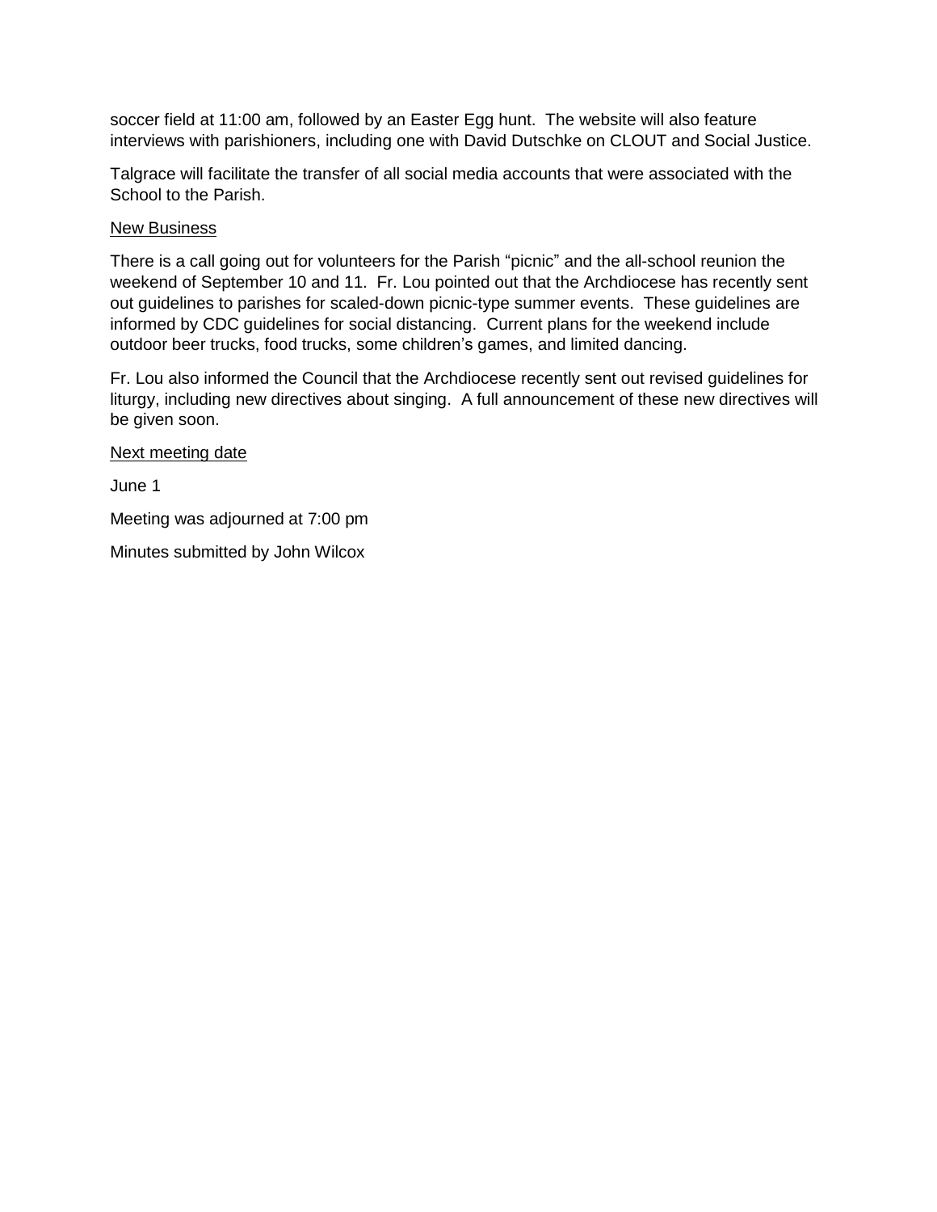soccer field at 11:00 am, followed by an Easter Egg hunt. The website will also feature interviews with parishioners, including one with David Dutschke on CLOUT and Social Justice.

Talgrace will facilitate the transfer of all social media accounts that were associated with the School to the Parish.

<u>New Business</u>

There is a call going out for volunteers for the Parish "picnic" and the all-school reunion the weekend of September 10 and 11. Fr. Lou pointed out that the Archdiocese has recently sent out guidelines to parishes for scaled-down picnic-type summer events. These guidelines are informed by CDC guidelines for social distancing. Current plans for the weekend include outdoor beer trucks, food trucks, some children's games, and limited dancing.

Fr. Lou also informed the Council that the Archdiocese recently sent out revised guidelines for liturgy, including new directives about singing. A full announcement of these new directives will be given soon.

<u>Next meeting date</u>

June 1

Meeting was adjourned at 7:00 pm

Minutes submitted by John Wilcox